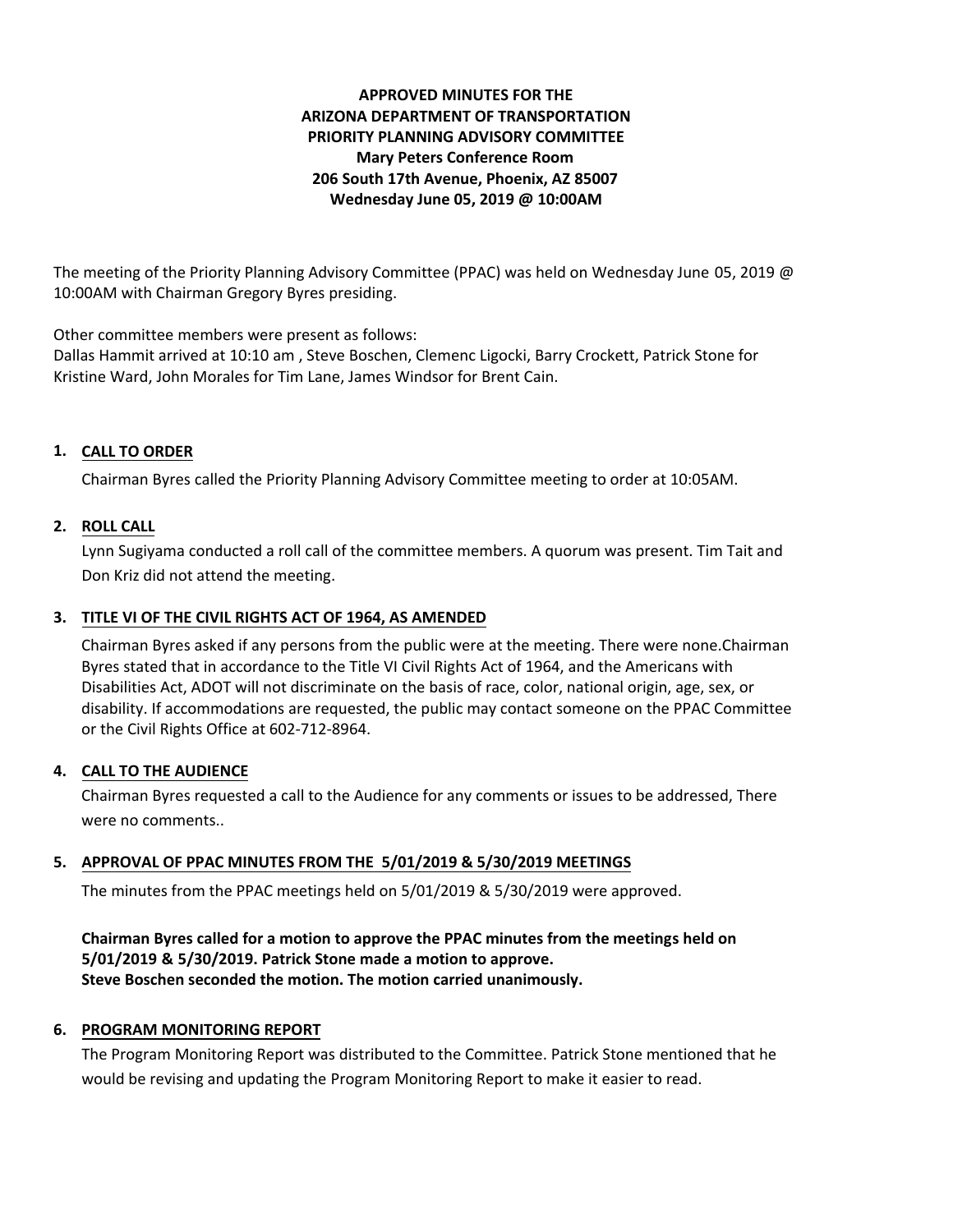**APPROVED MINUTES FOR THE**
**ARIZONA DEPARTMENT OF TRANSPORTATION**
**PRIORITY PLANNING ADVISORY COMMITTEE**
**Mary Peters Conference Room**
**206 South 17th Avenue, Phoenix, AZ 85007**
**Wednesday June 05, 2019 @ 10:00AM**

The meeting of the Priority Planning Advisory Committee (PPAC) was held on Wednesday June 05, 2019 @ 10:00AM with Chairman Gregory Byres presiding.

Other committee members were present as follows:
Dallas Hammit arrived at 10:10 am , Steve Boschen, Clemenc Ligocki, Barry Crockett, Patrick Stone for Kristine Ward, John Morales for Tim Lane, James Windsor for Brent Cain.

## 1. CALL TO ORDER

Chairman Byres called the Priority Planning Advisory Committee meeting to order at 10:05AM.

## 2. ROLL CALL

Lynn Sugiyama conducted a roll call of the committee members. A quorum was present. Tim Tait and Don Kriz did not attend the meeting.

## 3. TITLE VI OF THE CIVIL RIGHTS ACT OF 1964, AS AMENDED

Chairman Byres asked if any persons from the public were at the meeting. There were none.Chairman Byres stated that in accordance to the Title VI Civil Rights Act of 1964, and the Americans with Disabilities Act, ADOT will not discriminate on the basis of race, color, national origin, age, sex, or disability. If accommodations are requested, the public may contact someone on the PPAC Committee or the Civil Rights Office at 602-712-8964.

## 4. CALL TO THE AUDIENCE

Chairman Byres requested a call to the Audience for any comments or issues to be addressed, There were no comments..

## 5. APPROVAL OF PPAC MINUTES FROM THE 5/01/2019 & 5/30/2019 MEETINGS

The minutes from the PPAC meetings held on 5/01/2019 & 5/30/2019 were approved.

**Chairman Byres called for a motion to approve the PPAC minutes from the meetings held on 5/01/2019 & 5/30/2019. Patrick Stone made a motion to approve. Steve Boschen seconded the motion. The motion carried unanimously.**

## 6. PROGRAM MONITORING REPORT

The Program Monitoring Report was distributed to the Committee. Patrick Stone mentioned that he would be revising and updating the Program Monitoring Report to make it easier to read.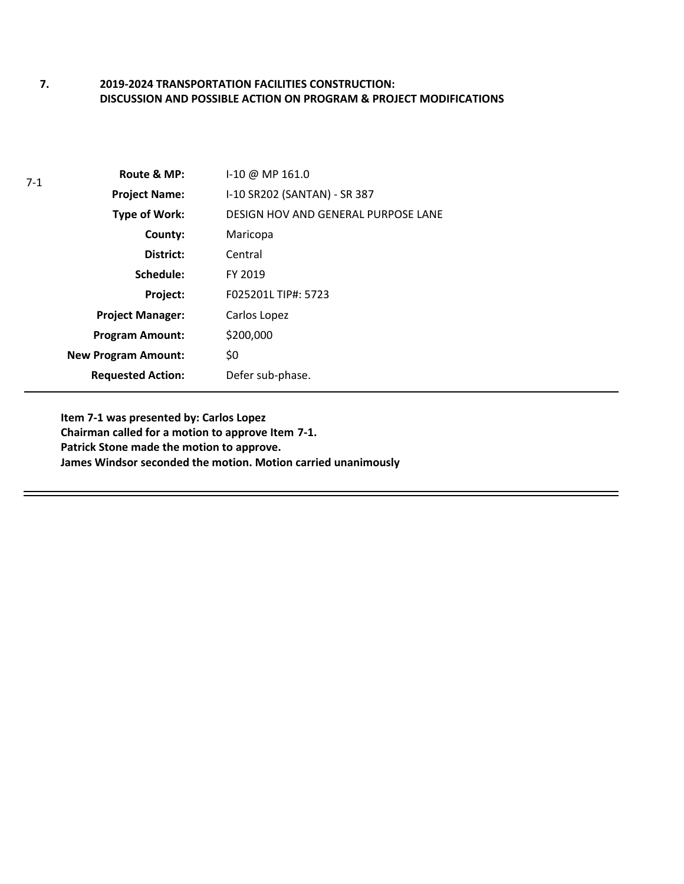## 7. 2019-2024 TRANSPORTATION FACILITIES CONSTRUCTION: DISCUSSION AND POSSIBLE ACTION ON PROGRAM & PROJECT MODIFICATIONS

7-1

| | |
|---|---|
| **Route & MP:** | I-10 @ MP 161.0 |
| **Project Name:** | I-10 SR202 (SANTAN) - SR 387 |
| **Type of Work:** | DESIGN HOV AND GENERAL PURPOSE LANE |
| **County:** | Maricopa |
| **District:** | Central |
| **Schedule:** | FY 2019 |
| **Project:** | F025201L TIP#: 5723 |
| **Project Manager:** | Carlos Lopez |
| **Program Amount:** | $200,000 |
| **New Program Amount:** | $0 |
| **Requested Action:** | Defer sub-phase. |

**Item 7-1 was presented by: Carlos Lopez**
**Chairman called for a motion to approve Item 7-1.**
**Patrick Stone made the motion to approve.**
**James Windsor seconded the motion. Motion carried unanimously**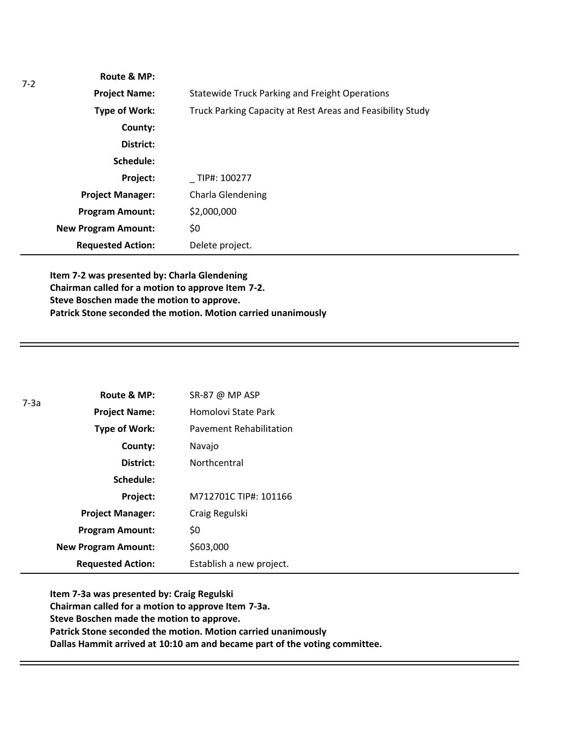7-2

| | |
|---|---|
| **Route & MP:** | |
| **Project Name:** | Statewide Truck Parking and Freight Operations |
| **Type of Work:** | Truck Parking Capacity at Rest Areas and Feasibility Study |
| **County:** | |
| **District:** | |
| **Schedule:** | |
| **Project:** | _ TIP#: 100277 |
| **Project Manager:** | Charla Glendening |
| **Program Amount:** | $2,000,000 |
| **New Program Amount:** | $0 |
| **Requested Action:** | Delete project. |

**Item 7-2 was presented by: Charla Glendening**
**Chairman called for a motion to approve Item 7-2.**
**Steve Boschen made the motion to approve.**
**Patrick Stone seconded the motion. Motion carried unanimously**

---

7-3a

| | |
|---|---|
| **Route & MP:** | SR-87 @ MP ASP |
| **Project Name:** | Homolovi State Park |
| **Type of Work:** | Pavement Rehabilitation |
| **County:** | Navajo |
| **District:** | Northcentral |
| **Schedule:** | |
| **Project:** | M712701C TIP#: 101166 |
| **Project Manager:** | Craig Regulski |
| **Program Amount:** | $0 |
| **New Program Amount:** | $603,000 |
| **Requested Action:** | Establish a new project. |

**Item 7-3a was presented by: Craig Regulski**
**Chairman called for a motion to approve Item 7-3a.**
**Steve Boschen made the motion to approve.**
**Patrick Stone seconded the motion. Motion carried unanimously**
**Dallas Hammit arrived at 10:10 am and became part of the voting committee.**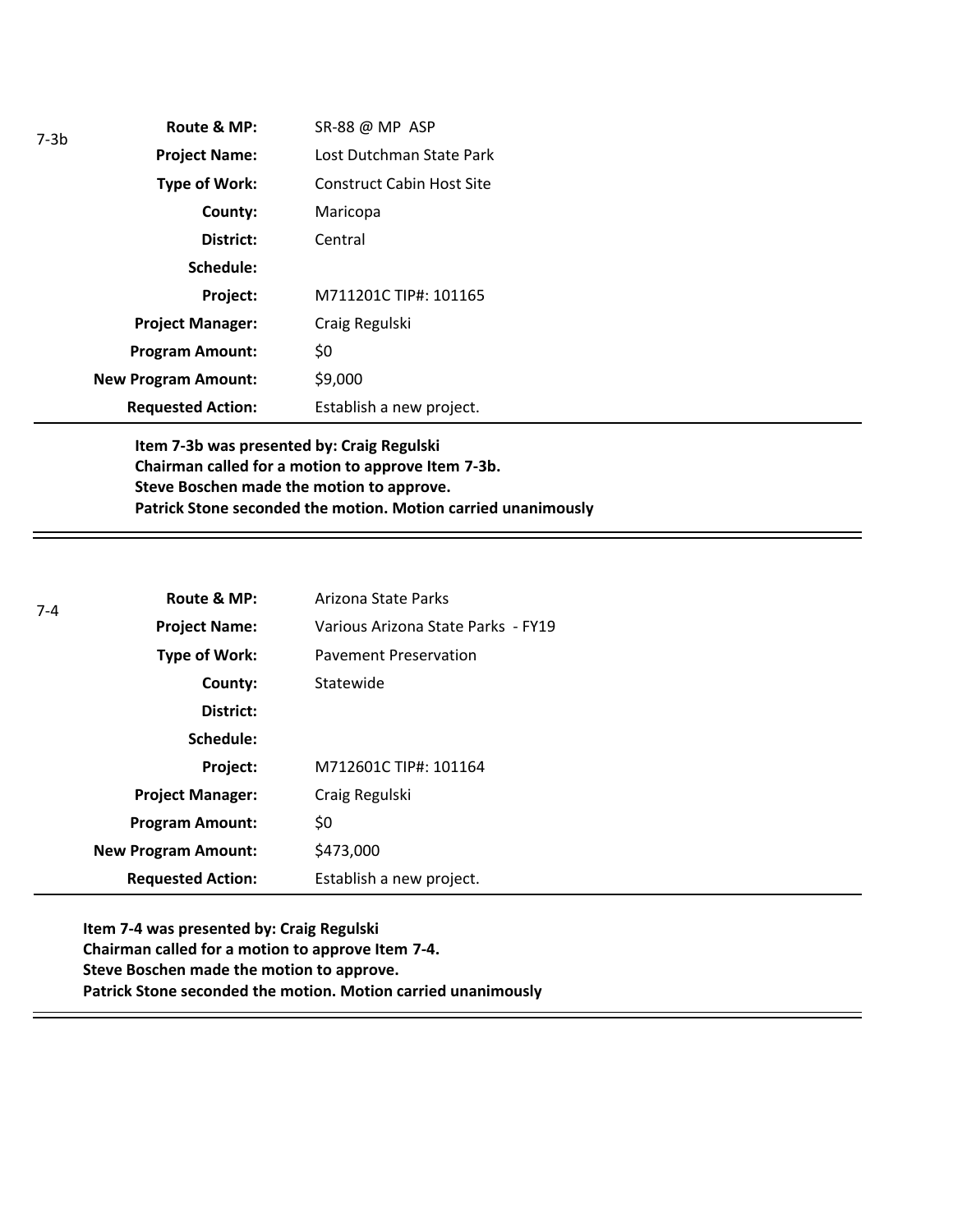7-3b

| Route & MP: | SR-88 @ MP ASP |
|---|---|
| Project Name: | Lost Dutchman State Park |
| Type of Work: | Construct Cabin Host Site |
| County: | Maricopa |
| District: | Central |
| Schedule: | |
| Project: | M711201C TIP#: 101165 |
| Project Manager: | Craig Regulski |
| Program Amount: | $0 |
| New Program Amount: | $9,000 |
| Requested Action: | Establish a new project. |

**Item 7-3b was presented by: Craig Regulski**
**Chairman called for a motion to approve Item 7-3b.**
**Steve Boschen made the motion to approve.**
**Patrick Stone seconded the motion. Motion carried unanimously**

---

7-4

| Route & MP: | Arizona State Parks |
|---|---|
| Project Name: | Various Arizona State Parks - FY19 |
| Type of Work: | Pavement Preservation |
| County: | Statewide |
| District: | |
| Schedule: | |
| Project: | M712601C TIP#: 101164 |
| Project Manager: | Craig Regulski |
| Program Amount: | $0 |
| New Program Amount: | $473,000 |
| Requested Action: | Establish a new project. |

**Item 7-4 was presented by: Craig Regulski**
**Chairman called for a motion to approve Item 7-4.**
**Steve Boschen made the motion to approve.**
**Patrick Stone seconded the motion. Motion carried unanimously**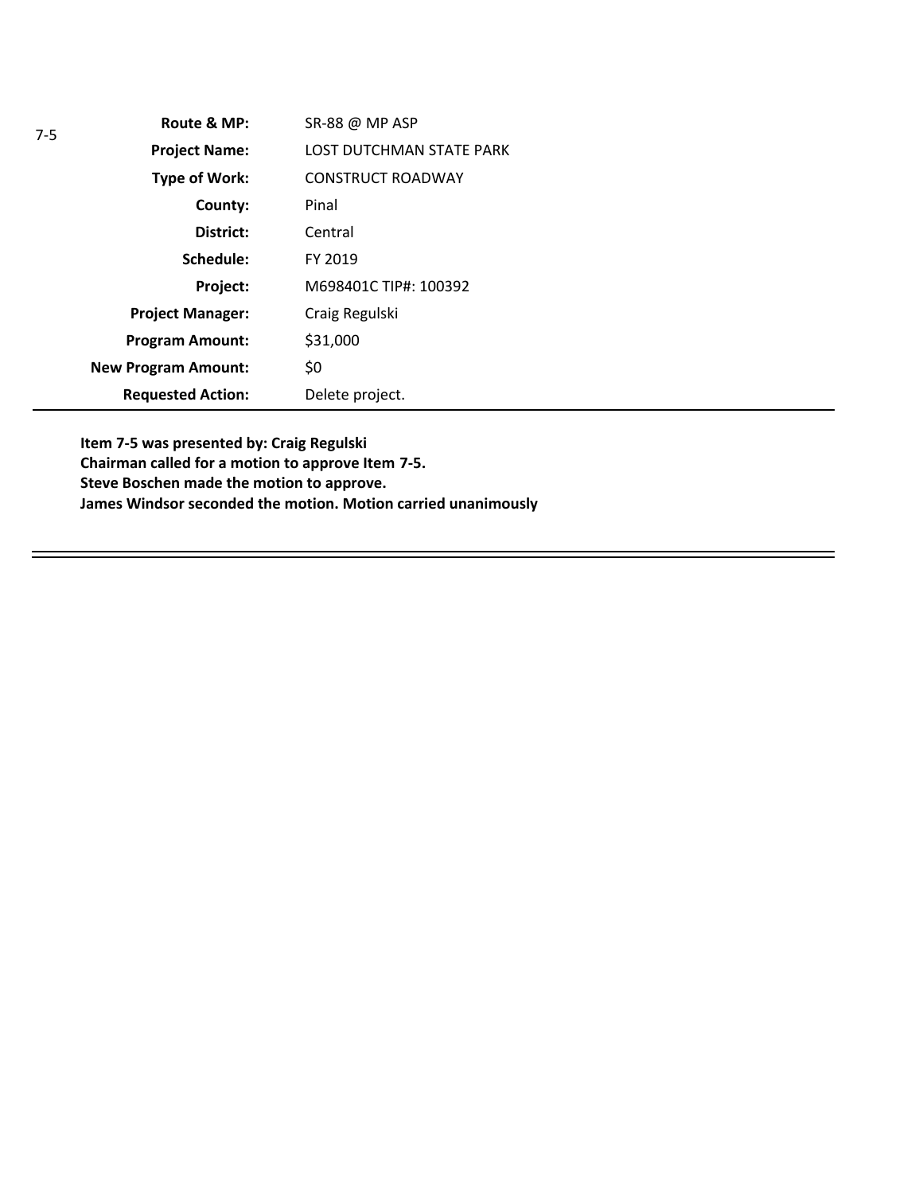7-5

| | |
|---|---|
| **Route & MP:** | SR-88 @ MP ASP |
| **Project Name:** | LOST DUTCHMAN STATE PARK |
| **Type of Work:** | CONSTRUCT ROADWAY |
| **County:** | Pinal |
| **District:** | Central |
| **Schedule:** | FY 2019 |
| **Project:** | M698401C TIP#: 100392 |
| **Project Manager:** | Craig Regulski |
| **Program Amount:** | $31,000 |
| **New Program Amount:** | $0 |
| **Requested Action:** | Delete project. |

**Item 7-5 was presented by: Craig Regulski**
**Chairman called for a motion to approve Item 7-5.**
**Steve Boschen made the motion to approve.**
**James Windsor seconded the motion. Motion carried unanimously**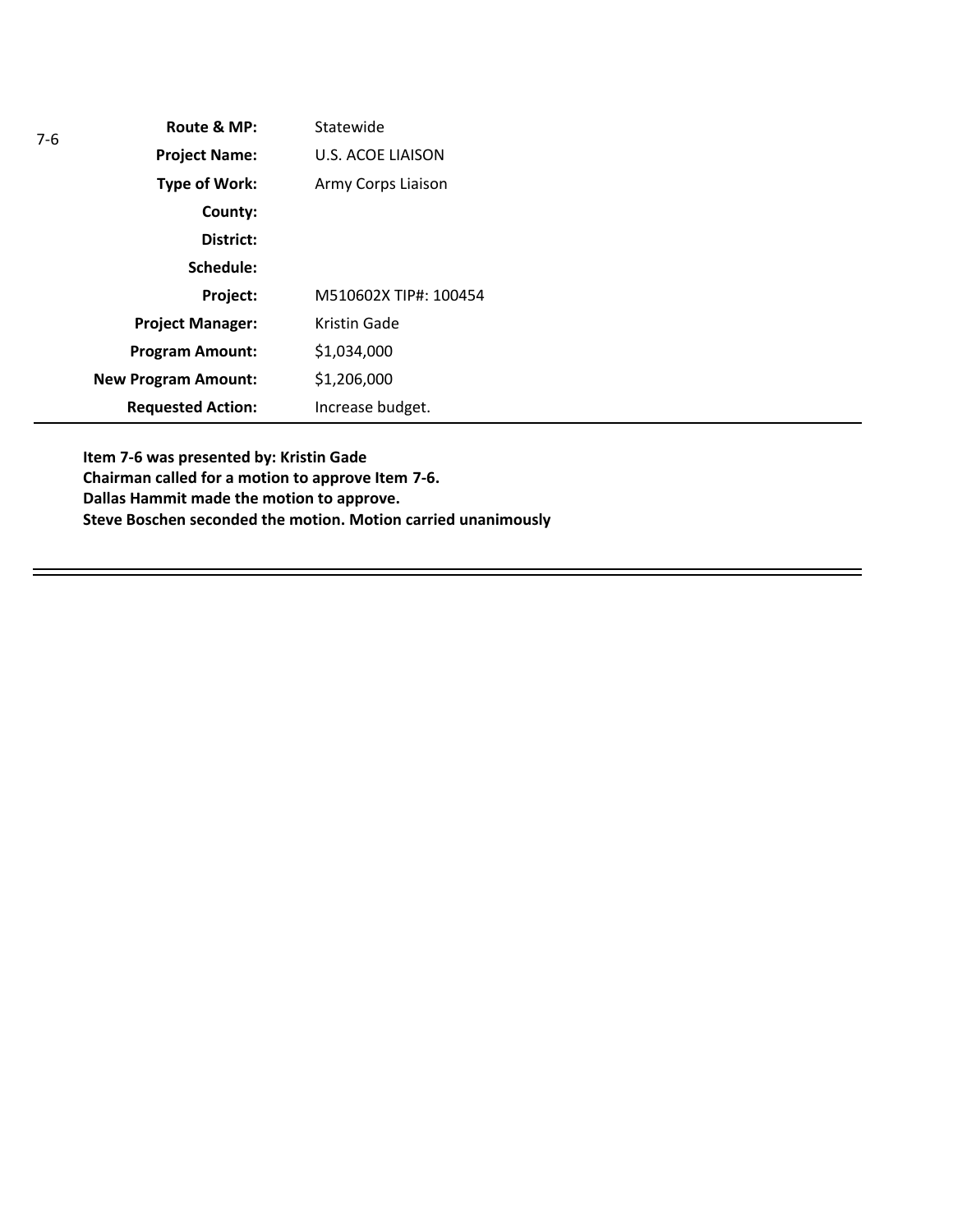7-6

| | |
|---|---|
| **Route & MP:** | Statewide |
| **Project Name:** | U.S. ACOE LIAISON |
| **Type of Work:** | Army Corps Liaison |
| **County:** | |
| **District:** | |
| **Schedule:** | |
| **Project:** | M510602X TIP#: 100454 |
| **Project Manager:** | Kristin Gade |
| **Program Amount:** | $1,034,000 |
| **New Program Amount:** | $1,206,000 |
| **Requested Action:** | Increase budget. |

**Item 7-6 was presented by: Kristin Gade**
**Chairman called for a motion to approve Item 7-6.**
**Dallas Hammit made the motion to approve.**
**Steve Boschen seconded the motion. Motion carried unanimously**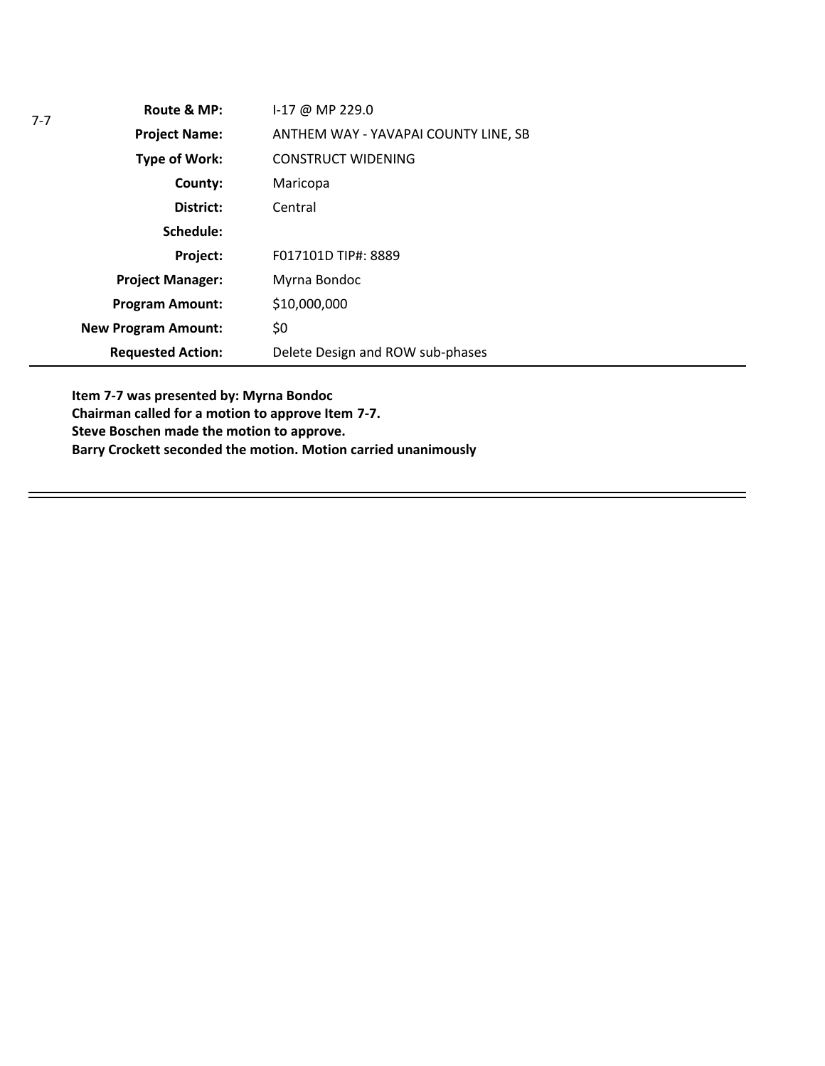7-7

| | |
|---|---|
| **Route & MP:** | I-17 @ MP 229.0 |
| **Project Name:** | ANTHEM WAY - YAVAPAI COUNTY LINE, SB |
| **Type of Work:** | CONSTRUCT WIDENING |
| **County:** | Maricopa |
| **District:** | Central |
| **Schedule:** | |
| **Project:** | F017101D TIP#: 8889 |
| **Project Manager:** | Myrna Bondoc |
| **Program Amount:** | $10,000,000 |
| **New Program Amount:** | $0 |
| **Requested Action:** | Delete Design and ROW sub-phases |

**Item 7-7 was presented by: Myrna Bondoc**
**Chairman called for a motion to approve Item 7-7.**
**Steve Boschen made the motion to approve.**
**Barry Crockett seconded the motion. Motion carried unanimously**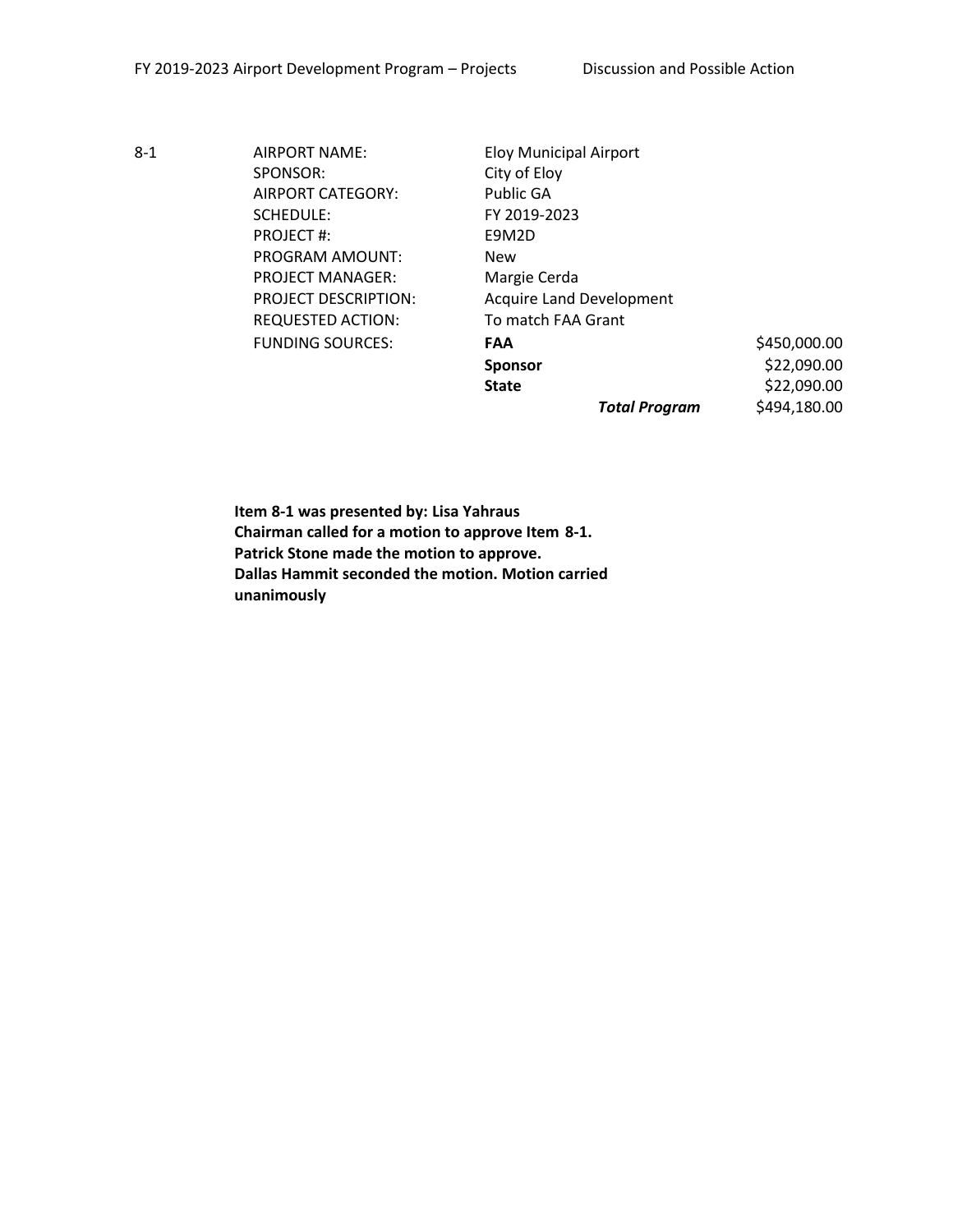8-1

| | | |
|---|---|---|
| AIRPORT NAME: | Eloy Municipal Airport | |
| SPONSOR: | City of Eloy | |
| AIRPORT CATEGORY: | Public GA | |
| SCHEDULE: | FY 2019-2023 | |
| PROJECT #: | E9M2D | |
| PROGRAM AMOUNT: | New | |
| PROJECT MANAGER: | Margie Cerda | |
| PROJECT DESCRIPTION: | Acquire Land Development | |
| REQUESTED ACTION: | To match FAA Grant | |
| FUNDING SOURCES: | **FAA** | $450,000.00 |
| | **Sponsor** | $22,090.00 |
| | **State** | $22,090.00 |
| | ***Total Program*** | $494,180.00 |

**Item 8-1 was presented by: Lisa Yahraus**
**Chairman called for a motion to approve Item 8-1.**
**Patrick Stone made the motion to approve.**
**Dallas Hammit seconded the motion. Motion carried unanimously**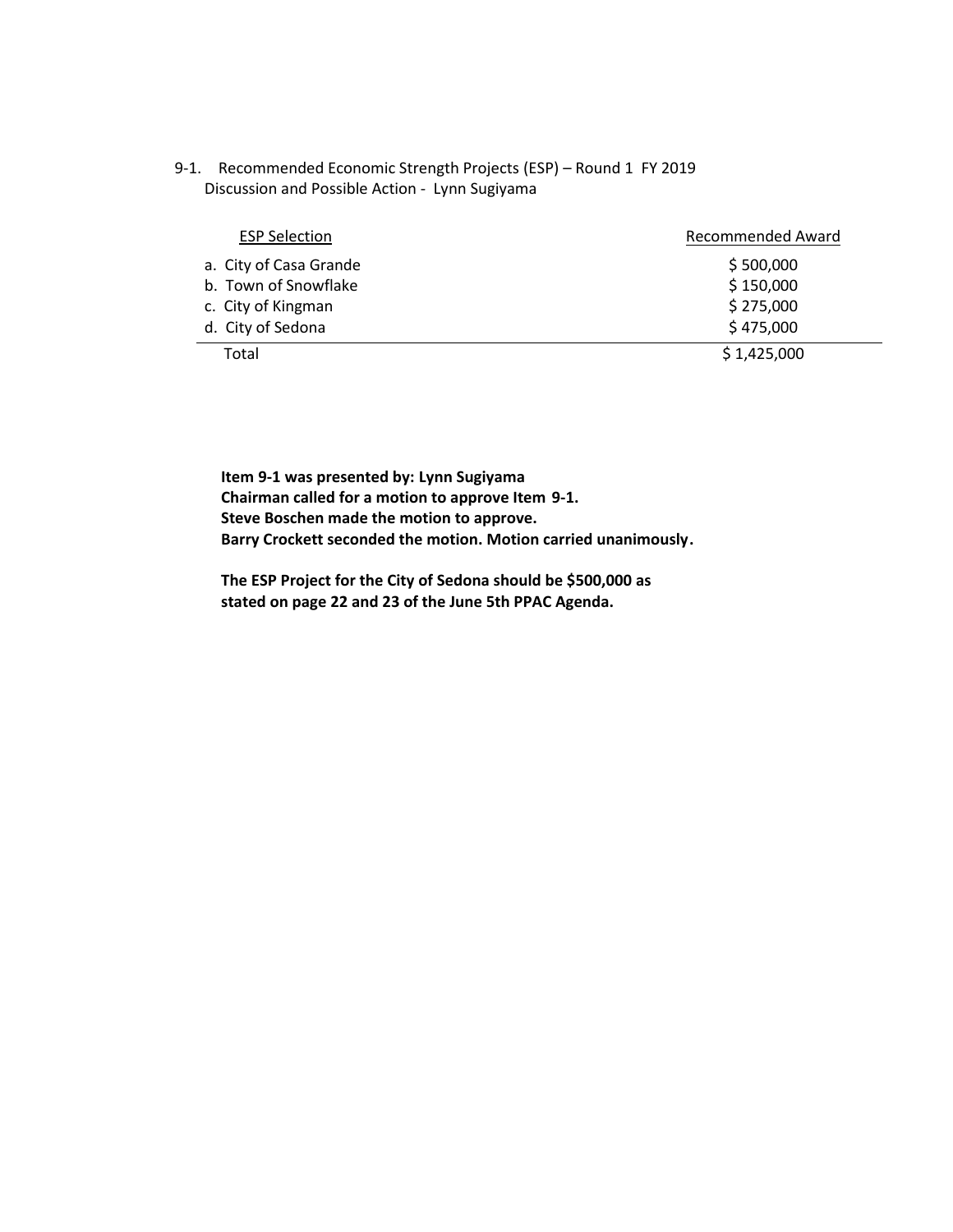9-1. Recommended Economic Strength Projects (ESP) – Round 1 FY 2019
Discussion and Possible Action - Lynn Sugiyama

| ESP Selection | Recommended Award |
|---|---|
| a. City of Casa Grande | $ 500,000 |
| b. Town of Snowflake | $ 150,000 |
| c. City of Kingman | $ 275,000 |
| d. City of Sedona | $ 475,000 |
| Total | $ 1,425,000 |

**Item 9-1 was presented by: Lynn Sugiyama**
**Chairman called for a motion to approve Item 9-1.**
**Steve Boschen made the motion to approve.**
**Barry Crockett seconded the motion. Motion carried unanimously.**

**The ESP Project for the City of Sedona should be $500,000 as stated on page 22 and 23 of the June 5th PPAC Agenda.**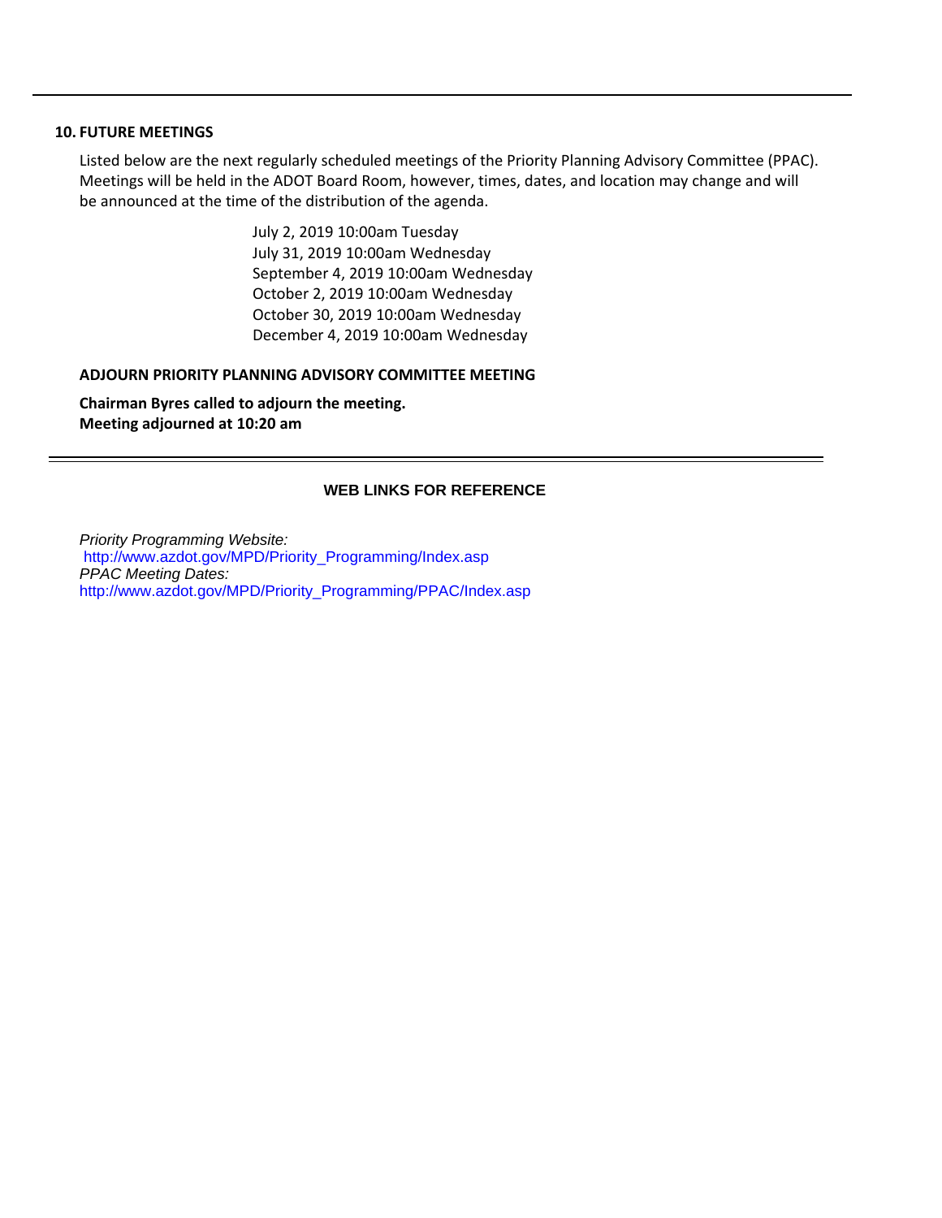**10. FUTURE MEETINGS**

Listed below are the next regularly scheduled meetings of the Priority Planning Advisory Committee (PPAC). Meetings will be held in the ADOT Board Room, however, times, dates, and location may change and will be announced at the time of the distribution of the agenda.

July 2, 2019 10:00am Tuesday
July 31, 2019 10:00am Wednesday
September 4, 2019 10:00am Wednesday
October 2, 2019 10:00am Wednesday
October 30, 2019 10:00am Wednesday
December 4, 2019 10:00am Wednesday

**ADJOURN PRIORITY PLANNING ADVISORY COMMITTEE MEETING**

**Chairman Byres called to adjourn the meeting.**
**Meeting adjourned at 10:20 am**

---

**WEB LINKS FOR REFERENCE**

*Priority Programming Website:*
http://www.azdot.gov/MPD/Priority_Programming/Index.asp
*PPAC Meeting Dates:*
http://www.azdot.gov/MPD/Priority_Programming/PPAC/Index.asp